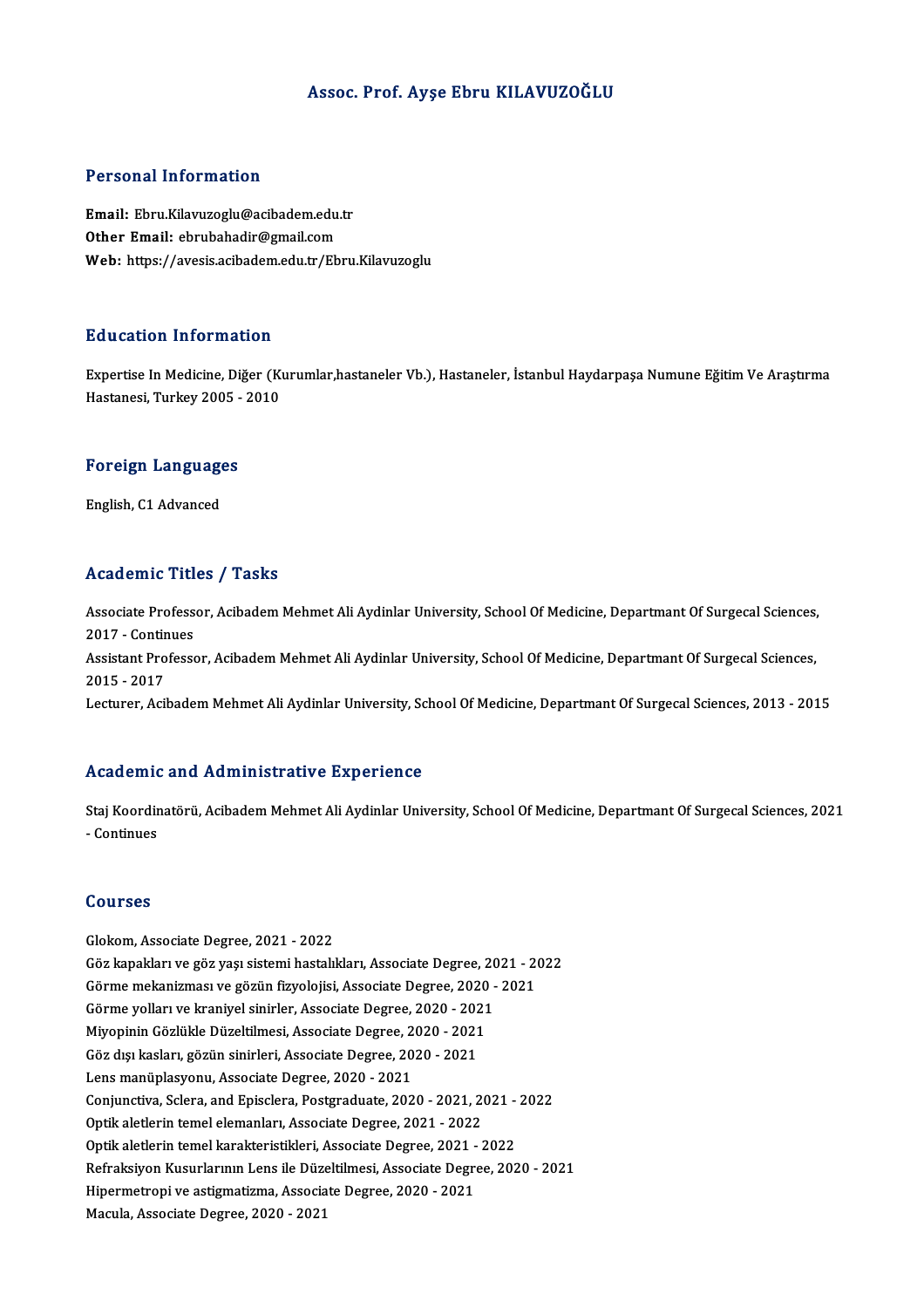# Assoc. Prof. Ayşe Ebru KILAVUZOĞLU

## Personal Information

**Email:** Ebru.Kilavuzoglu@acibadem.edu.tr
**Other Email:** ebrubahadir@gmail.com
**Web:** https://avesis.acibadem.edu.tr/Ebru.Kilavuzoglu

## Education Information

Expertise In Medicine, Diğer (Kurumlar,hastaneler Vb.), Hastaneler, İstanbul Haydarpaşa Numune Eğitim Ve Araştırma Hastanesi, Turkey 2005 - 2010

## Foreign Languages

English, C1 Advanced

## Academic Titles / Tasks

Associate Professor, Acibadem Mehmet Ali Aydinlar University, School Of Medicine, Departmant Of Surgecal Sciences, 2017 - Continues
Assistant Professor, Acibadem Mehmet Ali Aydinlar University, School Of Medicine, Departmant Of Surgecal Sciences, 2015 - 2017
Lecturer, Acibadem Mehmet Ali Aydinlar University, School Of Medicine, Departmant Of Surgecal Sciences, 2013 - 2015

## Academic and Administrative Experience

Staj Koordinatörü, Acibadem Mehmet Ali Aydinlar University, School Of Medicine, Departmant Of Surgecal Sciences, 2021 - Continues

## Courses

Glokom, Associate Degree, 2021 - 2022
Göz kapakları ve göz yaşı sistemi hastalıkları, Associate Degree, 2021 - 2022
Görme mekanizması ve gözün fizyolojisi, Associate Degree, 2020 - 2021
Görme yolları ve kraniyel sinirler, Associate Degree, 2020 - 2021
Miyopinin Gözlükle Düzeltilmesi, Associate Degree, 2020 - 2021
Göz dışı kasları, gözün sinirleri, Associate Degree, 2020 - 2021
Lens manüplasyonu, Associate Degree, 2020 - 2021
Conjunctiva, Sclera, and Episclera, Postgraduate, 2020 - 2021, 2021 - 2022
Optik aletlerin temel elemanları, Associate Degree, 2021 - 2022
Optik aletlerin temel karakteristikleri, Associate Degree, 2021 - 2022
Refraksiyon Kusurlarının Lens ile Düzeltilmesi, Associate Degree, 2020 - 2021
Hipermetropi ve astigmatizma, Associate Degree, 2020 - 2021
Macula, Associate Degree, 2020 - 2021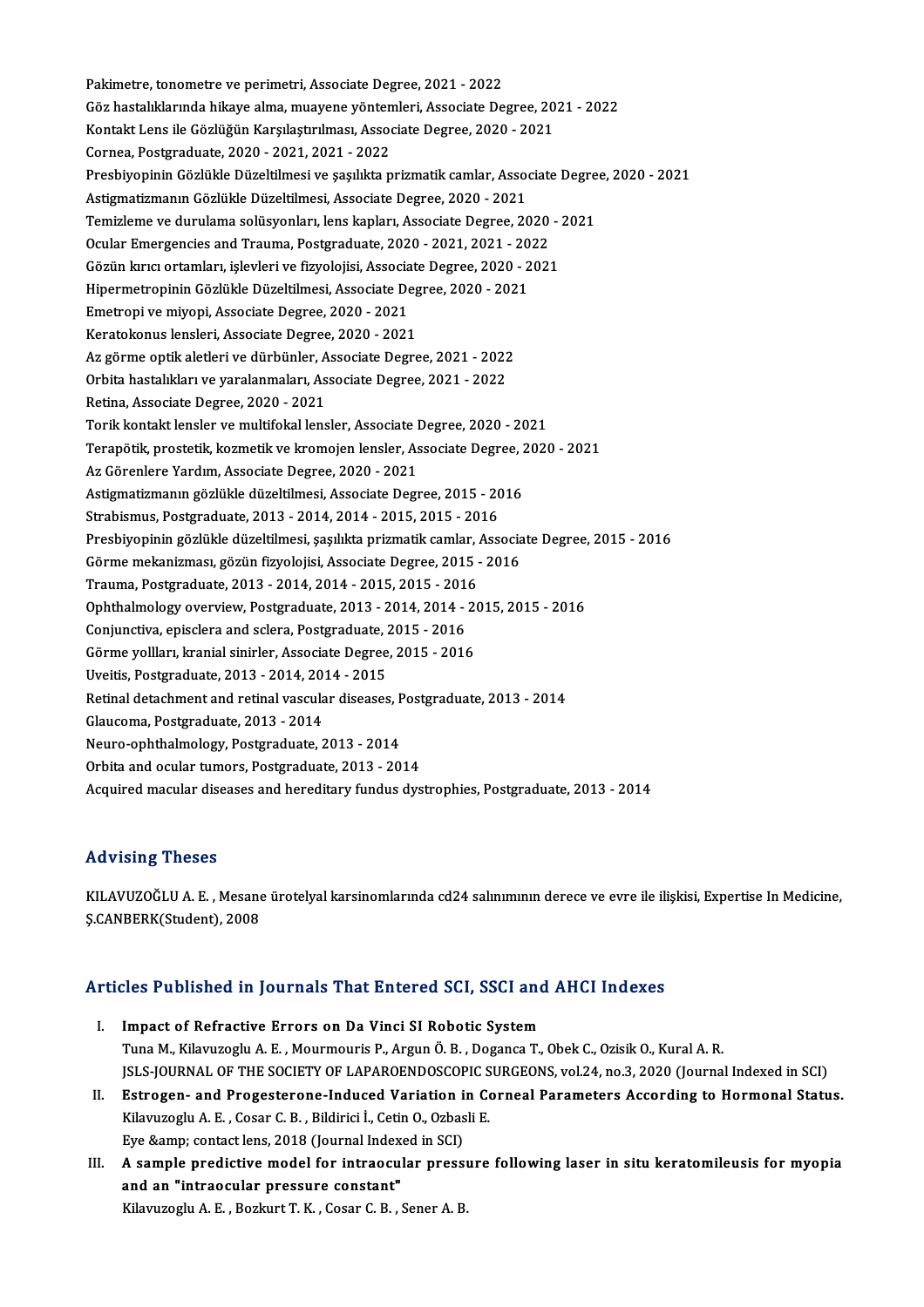Pakimetre, tonometre ve perimetri, Associate Degree, 2021 - 2022
Göz hastalıklarında hikaye alma, muayene yöntemleri, Associate Degree, 2021 - 2022
Kontakt Lens ile Gözlüğün Karşılaştırılması, Associate Degree, 2020 - 2021
Cornea, Postgraduate, 2020 - 2021, 2021 - 2022
Presbiyopinin Gözlükle Düzeltilmesi ve şaşılıkta prizmatik camlar, Associate Degree, 2020 - 2021
Astigmatizmanın Gözlükle Düzeltilmesi, Associate Degree, 2020 - 2021
Temizleme ve durulama solüsyonları, lens kapları, Associate Degree, 2020 - 2021
Ocular Emergencies and Trauma, Postgraduate, 2020 - 2021, 2021 - 2022
Gözün kırıcı ortamları, işlevleri ve fizyolojisi, Associate Degree, 2020 - 2021
Hipermetropinin Gözlükle Düzeltilmesi, Associate Degree, 2020 - 2021
Emetropi ve miyopi, Associate Degree, 2020 - 2021
Keratokonus lensleri, Associate Degree, 2020 - 2021
Az görme optik aletleri ve dürbünler, Associate Degree, 2021 - 2022
Orbita hastalıkları ve yaralanmaları, Associate Degree, 2021 - 2022
Retina, Associate Degree, 2020 - 2021
Torik kontakt lensler ve multifokal lensler, Associate Degree, 2020 - 2021
Terapötik, prostetik, kozmetik ve kromojen lensler, Associate Degree, 2020 - 2021
Az Görenlere Yardım, Associate Degree, 2020 - 2021
Astigmatizmanın gözlükle düzeltilmesi, Associate Degree, 2015 - 2016
Strabismus, Postgraduate, 2013 - 2014, 2014 - 2015, 2015 - 2016
Presbiyopinin gözlükle düzeltilmesi, şaşılıkta prizmatik camlar, Associate Degree, 2015 - 2016
Görme mekanizması, gözün fizyolojisi, Associate Degree, 2015 - 2016
Trauma, Postgraduate, 2013 - 2014, 2014 - 2015, 2015 - 2016
Ophthalmology overview, Postgraduate, 2013 - 2014, 2014 - 2015, 2015 - 2016
Conjunctiva, episclera and sclera, Postgraduate, 2015 - 2016
Görme yollları, kranial sinirler, Associate Degree, 2015 - 2016
Uveitis, Postgraduate, 2013 - 2014, 2014 - 2015
Retinal detachment and retinal vascular diseases, Postgraduate, 2013 - 2014
Glaucoma, Postgraduate, 2013 - 2014
Neuro-ophthalmology, Postgraduate, 2013 - 2014
Orbita and ocular tumors, Postgraduate, 2013 - 2014
Acquired macular diseases and hereditary fundus dystrophies, Postgraduate, 2013 - 2014

## Advising Theses

KILAVUZOĞLU A. E. , Mesane ürotelyal karsinomlarında cd24 salınımının derece ve evre ile ilişkisi, Expertise In Medicine, Ş.CANBERK(Student), 2008

## Articles Published in Journals That Entered SCI, SSCI and AHCI Indexes

I. **Impact of Refractive Errors on Da Vinci SI Robotic System**
Tuna M., Kilavuzoglu A. E. , Mourmouris P., Argun Ö. B. , Doganca T., Obek C., Ozisik O., Kural A. R.
JSLS-JOURNAL OF THE SOCIETY OF LAPAROENDOSCOPIC SURGEONS, vol.24, no.3, 2020 (Journal Indexed in SCI)

II. **Estrogen- and Progesterone-Induced Variation in Corneal Parameters According to Hormonal Status.**
Kilavuzoglu A. E. , Cosar C. B. , Bildirici İ., Cetin O., Ozbasli E.
Eye &amp; contact lens, 2018 (Journal Indexed in SCI)

III. **A sample predictive model for intraocular pressure following laser in situ keratomileusis for myopia and an "intraocular pressure constant"**
Kilavuzoglu A. E. , Bozkurt T. K. , Cosar C. B. , Sener A. B.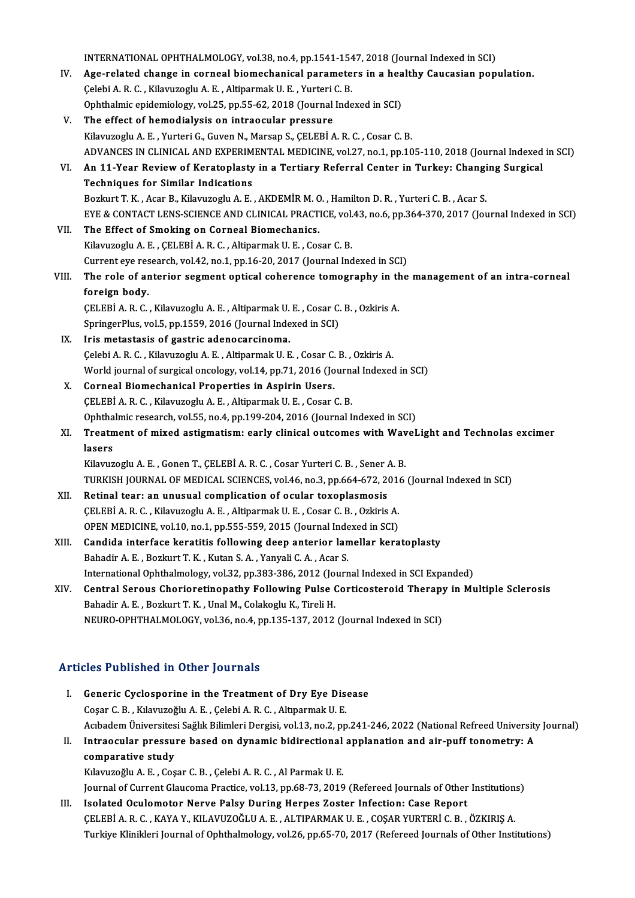INTERNATIONAL OPHTHALMOLOGY, vol.38, no.4, pp.1541-1547, 2018 (Journal Indexed in SCI)

IV. **Age-related change in corneal biomechanical parameters in a healthy Caucasian population.**
Çelebi A. R. C. , Kilavuzoglu A. E. , Altiparmak U. E. , Yurteri C. B.
Ophthalmic epidemiology, vol.25, pp.55-62, 2018 (Journal Indexed in SCI)

V. **The effect of hemodialysis on intraocular pressure**
Kilavuzoglu A. E. , Yurteri G., Guven N., Marsap S., ÇELEBİ A. R. C. , Cosar C. B.
ADVANCES IN CLINICAL AND EXPERIMENTAL MEDICINE, vol.27, no.1, pp.105-110, 2018 (Journal Indexed in SCI)

VI. **An 11-Year Review of Keratoplasty in a Tertiary Referral Center in Turkey: Changing Surgical Techniques for Similar Indications**
Bozkurt T. K. , Acar B., Kilavuzoglu A. E. , AKDEMİR M. O. , Hamilton D. R. , Yurteri C. B. , Acar S.
EYE & CONTACT LENS-SCIENCE AND CLINICAL PRACTICE, vol.43, no.6, pp.364-370, 2017 (Journal Indexed in SCI)

VII. **The Effect of Smoking on Corneal Biomechanics.**
Kilavuzoglu A. E. , ÇELEBİ A. R. C. , Altiparmak U. E. , Cosar C. B.
Current eye research, vol.42, no.1, pp.16-20, 2017 (Journal Indexed in SCI)

VIII. **The role of anterior segment optical coherence tomography in the management of an intra-corneal foreign body.**
ÇELEBİ A. R. C. , Kilavuzoglu A. E. , Altiparmak U. E. , Cosar C. B. , Ozkiris A.
SpringerPlus, vol.5, pp.1559, 2016 (Journal Indexed in SCI)

IX. **Iris metastasis of gastric adenocarcinoma.**
Çelebi A. R. C. , Kilavuzoglu A. E. , Altiparmak U. E. , Cosar C. B. , Ozkiris A.
World journal of surgical oncology, vol.14, pp.71, 2016 (Journal Indexed in SCI)

X. **Corneal Biomechanical Properties in Aspirin Users.**
ÇELEBİ A. R. C. , Kilavuzoglu A. E. , Altiparmak U. E. , Cosar C. B.
Ophthalmic research, vol.55, no.4, pp.199-204, 2016 (Journal Indexed in SCI)

XI. **Treatment of mixed astigmatism: early clinical outcomes with WaveLight and Technolas excimer lasers**
Kilavuzoglu A. E. , Gonen T., ÇELEBİ A. R. C. , Cosar Yurteri C. B. , Sener A. B.
TURKISH JOURNAL OF MEDICAL SCIENCES, vol.46, no.3, pp.664-672, 2016 (Journal Indexed in SCI)

XII. **Retinal tear: an unusual complication of ocular toxoplasmosis**
ÇELEBİ A. R. C. , Kilavuzoglu A. E. , Altiparmak U. E. , Cosar C. B. , Ozkiris A.
OPEN MEDICINE, vol.10, no.1, pp.555-559, 2015 (Journal Indexed in SCI)

XIII. **Candida interface keratitis following deep anterior lamellar keratoplasty**
Bahadir A. E. , Bozkurt T. K. , Kutan S. A. , Yanyali C. A. , Acar S.
International Ophthalmology, vol.32, pp.383-386, 2012 (Journal Indexed in SCI Expanded)

XIV. **Central Serous Chorioretinopathy Following Pulse Corticosteroid Therapy in Multiple Sclerosis**
Bahadir A. E. , Bozkurt T. K. , Unal M., Colakoglu K., Tireli H.
NEURO-OPHTHALMOLOGY, vol.36, no.4, pp.135-137, 2012 (Journal Indexed in SCI)

## Articles Published in Other Journals

I. **Generic Cyclosporine in the Treatment of Dry Eye Disease**
Coşar C. B. , Kılavuzoğlu A. E. , Çelebi A. R. C. , Altıparmak U. E.
Acıbadem Üniversitesi Sağlık Bilimleri Dergisi, vol.13, no.2, pp.241-246, 2022 (National Refreed University Journal)

II. **Intraocular pressure based on dynamic bidirectional applanation and air-puff tonometry: A comparative study**
Kılavuzoğlu A. E. , Coşar C. B. , Çelebi A. R. C. , Al Parmak U. E.
Journal of Current Glaucoma Practice, vol.13, pp.68-73, 2019 (Refereed Journals of Other Institutions)

III. **Isolated Oculomotor Nerve Palsy During Herpes Zoster Infection: Case Report**
ÇELEBİ A. R. C. , KAYA Y., KILAVUZOĞLU A. E. , ALTIPARMAK U. E. , COŞAR YURTERİ C. B. , ÖZKIRIŞ A.
Turkiye Klinikleri Journal of Ophthalmology, vol.26, pp.65-70, 2017 (Refereed Journals of Other Institutions)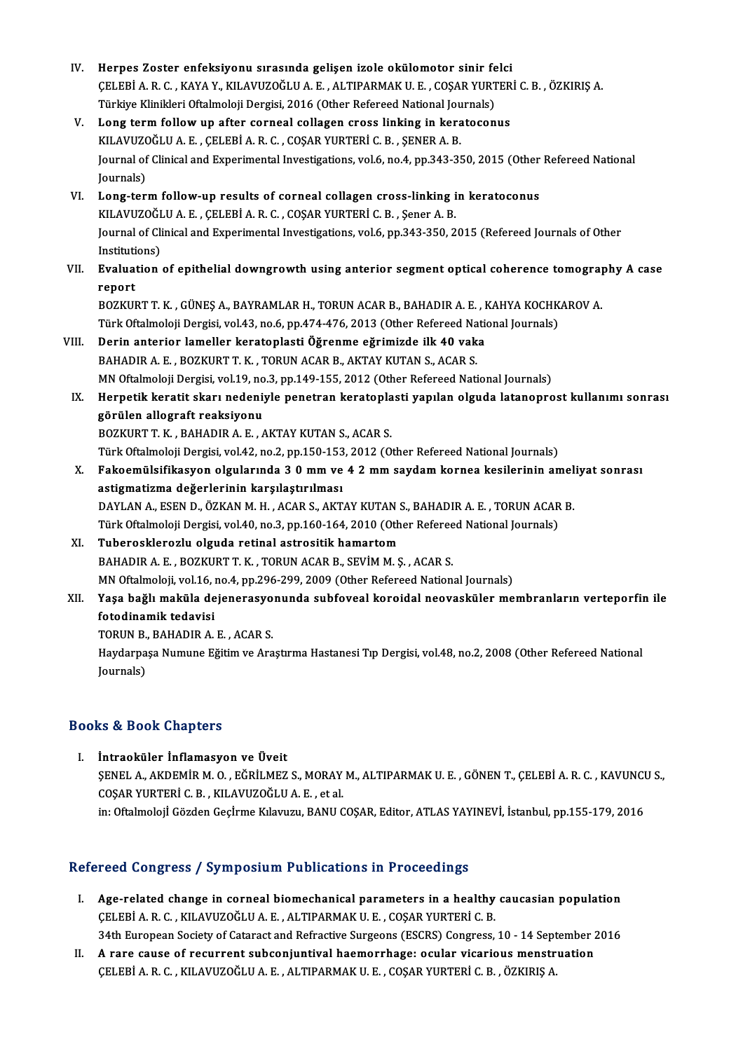IV. **Herpes Zoster enfeksiyonu sırasında gelişen izole okülomotor sinir felci**
ÇELEBİ A. R. C. , KAYA Y., KILAVUZOĞLU A. E. , ALTIPARMAK U. E. , COŞAR YURTERİ C. B. , ÖZKIRIŞ A.
Türkiye Klinikleri Oftalmoloji Dergisi, 2016 (Other Refereed National Journals)

V. **Long term follow up after corneal collagen cross linking in keratoconus**
KILAVUZOĞLU A. E. , ÇELEBİ A. R. C. , COŞAR YURTERİ C. B. , ŞENER A. B.
Journal of Clinical and Experimental Investigations, vol.6, no.4, pp.343-350, 2015 (Other Refereed National Journals)

VI. **Long-term follow-up results of corneal collagen cross-linking in keratoconus**
KILAVUZOĞLU A. E. , ÇELEBİ A. R. C. , COŞAR YURTERİ C. B. , Şener A. B.
Journal of Clinical and Experimental Investigations, vol.6, pp.343-350, 2015 (Refereed Journals of Other Institutions)

VII. **Evaluation of epithelial downgrowth using anterior segment optical coherence tomography A case report**
BOZKURT T. K. , GÜNEŞ A., BAYRAMLAR H., TORUN ACAR B., BAHADIR A. E. , KAHYA KOCHKAROV A.
Türk Oftalmoloji Dergisi, vol.43, no.6, pp.474-476, 2013 (Other Refereed National Journals)

VIII. **Derin anterior lameller keratoplasti Öğrenme eğrimizde ilk 40 vaka**
BAHADIR A. E. , BOZKURT T. K. , TORUN ACAR B., AKTAY KUTAN S., ACAR S.
MN Oftalmoloji Dergisi, vol.19, no.3, pp.149-155, 2012 (Other Refereed National Journals)

IX. **Herpetik keratit skarı nedeniyle penetran keratoplasti yapılan olguda latanoprost kullanımı sonrası görülen allograft reaksiyonu**
BOZKURT T. K. , BAHADIR A. E. , AKTAY KUTAN S., ACAR S.
Türk Oftalmoloji Dergisi, vol.42, no.2, pp.150-153, 2012 (Other Refereed National Journals)

X. **Fakoemülsifikasyon olgularında 3 0 mm ve 4 2 mm saydam kornea kesilerinin ameliyat sonrası astigmatizma değerlerinin karşılaştırılması**
DAYLAN A., ESEN D., ÖZKAN M. H. , ACAR S., AKTAY KUTAN S., BAHADIR A. E. , TORUN ACAR B.
Türk Oftalmoloji Dergisi, vol.40, no.3, pp.160-164, 2010 (Other Refereed National Journals)

XI. **Tuberosklerozlu olguda retinal astrositik hamartom**
BAHADIR A. E. , BOZKURT T. K. , TORUN ACAR B., SEVİM M. Ş. , ACAR S.
MN Oftalmoloji, vol.16, no.4, pp.296-299, 2009 (Other Refereed National Journals)

XII. **Yaşa bağlı maküla dejenerasyonunda subfoveal koroidal neovasküler membranların verteporfin ile fotodinamik tedavisi**
TORUN B., BAHADIR A. E. , ACAR S.
Haydarpaşa Numune Eğitim ve Araştırma Hastanesi Tıp Dergisi, vol.48, no.2, 2008 (Other Refereed National Journals)

## Books & Book Chapters

I. **İntraoküler İnflamasyon ve Üveit**
ŞENEL A., AKDEMİR M. O. , EĞRİLMEZ S., MORAY M., ALTIPARMAK U. E. , GÖNEN T., ÇELEBİ A. R. C. , KAVUNCU S., COŞAR YURTERİ C. B. , KILAVUZOĞLU A. E. , et al.
in: Oftalmoloji Gözden Geçirme Kılavuzu, BANU COŞAR, Editor, ATLAS YAYINEVİ, İstanbul, pp.155-179, 2016

## Refereed Congress / Symposium Publications in Proceedings

I. **Age-related change in corneal biomechanical parameters in a healthy caucasian population**
ÇELEBİ A. R. C. , KILAVUZOĞLU A. E. , ALTIPARMAK U. E. , COŞAR YURTERİ C. B.
34th European Society of Cataract and Refractive Surgeons (ESCRS) Congress, 10 - 14 September 2016

II. **A rare cause of recurrent subconjuntival haemorrhage: ocular vicarious menstruation**
ÇELEBİ A. R. C. , KILAVUZOĞLU A. E. , ALTIPARMAK U. E. , COŞAR YURTERİ C. B. , ÖZKIRIŞ A.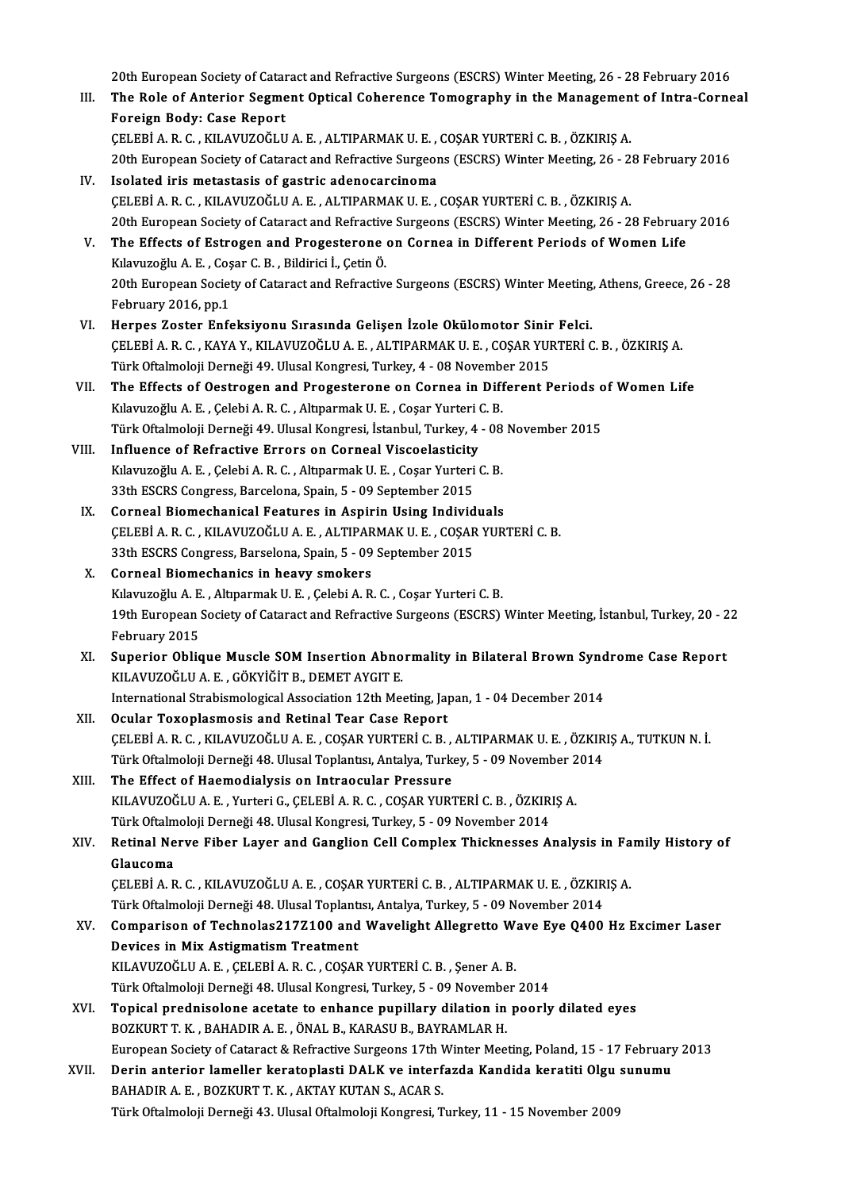20th European Society of Cataract and Refractive Surgeons (ESCRS) Winter Meeting, 26 - 28 February 2016

III. **The Role of Anterior Segment Optical Coherence Tomography in the Management of Intra-Corneal Foreign Body: Case Report**
ÇELEBİ A. R. C. , KILAVUZOĞLU A. E. , ALTIPARMAK U. E. , COŞAR YURTERİ C. B. , ÖZKIRIŞ A.
20th European Society of Cataract and Refractive Surgeons (ESCRS) Winter Meeting, 26 - 28 February 2016

IV. **Isolated iris metastasis of gastric adenocarcinoma**
ÇELEBİ A. R. C. , KILAVUZOĞLU A. E. , ALTIPARMAK U. E. , COŞAR YURTERİ C. B. , ÖZKIRIŞ A.
20th European Society of Cataract and Refractive Surgeons (ESCRS) Winter Meeting, 26 - 28 February 2016

V. **The Effects of Estrogen and Progesterone on Cornea in Different Periods of Women Life**
Kılavuzoğlu A. E. , Coşar C. B. , Bildirici İ., Çetin Ö.
20th European Society of Cataract and Refractive Surgeons (ESCRS) Winter Meeting, Athens, Greece, 26 - 28 February 2016, pp.1

VI. **Herpes Zoster Enfeksiyonu Sırasında Gelişen İzole Okülomotor Sinir Felci.**
ÇELEBİ A. R. C. , KAYA Y., KILAVUZOĞLU A. E. , ALTIPARMAK U. E. , COŞAR YURTERİ C. B. , ÖZKIRIŞ A.
Türk Oftalmoloji Derneği 49. Ulusal Kongresi, Turkey, 4 - 08 November 2015

VII. **The Effects of Oestrogen and Progesterone on Cornea in Different Periods of Women Life**
Kılavuzoğlu A. E. , Çelebi A. R. C. , Altıparmak U. E. , Coşar Yurteri C. B.
Türk Oftalmoloji Derneği 49. Ulusal Kongresi, İstanbul, Turkey, 4 - 08 November 2015

VIII. **Influence of Refractive Errors on Corneal Viscoelasticity**
Kılavuzoğlu A. E. , Çelebi A. R. C. , Altıparmak U. E. , Coşar Yurteri C. B.
33th ESCRS Congress, Barcelona, Spain, 5 - 09 September 2015

IX. **Corneal Biomechanical Features in Aspirin Using Individuals**
ÇELEBİ A. R. C. , KILAVUZOĞLU A. E. , ALTIPARMAK U. E. , COŞAR YURTERİ C. B.
33th ESCRS Congress, Barselona, Spain, 5 - 09 September 2015

X. **Corneal Biomechanics in heavy smokers**
Kılavuzoğlu A. E. , Altıparmak U. E. , Çelebi A. R. C. , Coşar Yurteri C. B.
19th European Society of Cataract and Refractive Surgeons (ESCRS) Winter Meeting, İstanbul, Turkey, 20 - 22 February 2015

XI. **Superior Oblique Muscle SOM Insertion Abnormality in Bilateral Brown Syndrome Case Report**
KILAVUZOĞLU A. E. , GÖKYİĞİT B., DEMET AYGIT E.
International Strabismological Association 12th Meeting, Japan, 1 - 04 December 2014

XII. **Ocular Toxoplasmosis and Retinal Tear Case Report**
ÇELEBİ A. R. C. , KILAVUZOĞLU A. E. , COŞAR YURTERİ C. B. , ALTIPARMAK U. E. , ÖZKIRIŞ A., TUTKUN N. İ.
Türk Oftalmoloji Derneği 48. Ulusal Toplantısı, Antalya, Turkey, 5 - 09 November 2014

XIII. **The Effect of Haemodialysis on Intraocular Pressure**
KILAVUZOĞLU A. E. , Yurteri G., ÇELEBİ A. R. C. , COŞAR YURTERİ C. B. , ÖZKIRIŞ A.
Türk Oftalmoloji Derneği 48. Ulusal Kongresi, Turkey, 5 - 09 November 2014

XIV. **Retinal Nerve Fiber Layer and Ganglion Cell Complex Thicknesses Analysis in Family History of Glaucoma**
ÇELEBİ A. R. C. , KILAVUZOĞLU A. E. , COŞAR YURTERİ C. B. , ALTIPARMAK U. E. , ÖZKIRIŞ A.
Türk Oftalmoloji Derneği 48. Ulusal Toplantısı, Antalya, Turkey, 5 - 09 November 2014

XV. **Comparison of Technolas217Z100 and Wavelight Allegretto Wave Eye Q400 Hz Excimer Laser Devices in Mix Astigmatism Treatment**
KILAVUZOĞLU A. E. , ÇELEBİ A. R. C. , COŞAR YURTERİ C. B. , Şener A. B.
Türk Oftalmoloji Derneği 48. Ulusal Kongresi, Turkey, 5 - 09 November 2014

XVI. **Topical prednisolone acetate to enhance pupillary dilation in poorly dilated eyes**
BOZKURT T. K. , BAHADIR A. E. , ÖNAL B., KARASU B., BAYRAMLAR H.
European Society of Cataract & Refractive Surgeons 17th Winter Meeting, Poland, 15 - 17 February 2013

XVII. **Derin anterior lameller keratoplasti DALK ve interfazda Kandida keratiti Olgu sunumu**
BAHADIR A. E. , BOZKURT T. K. , AKTAY KUTAN S., ACAR S.
Türk Oftalmoloji Derneği 43. Ulusal Oftalmoloji Kongresi, Turkey, 11 - 15 November 2009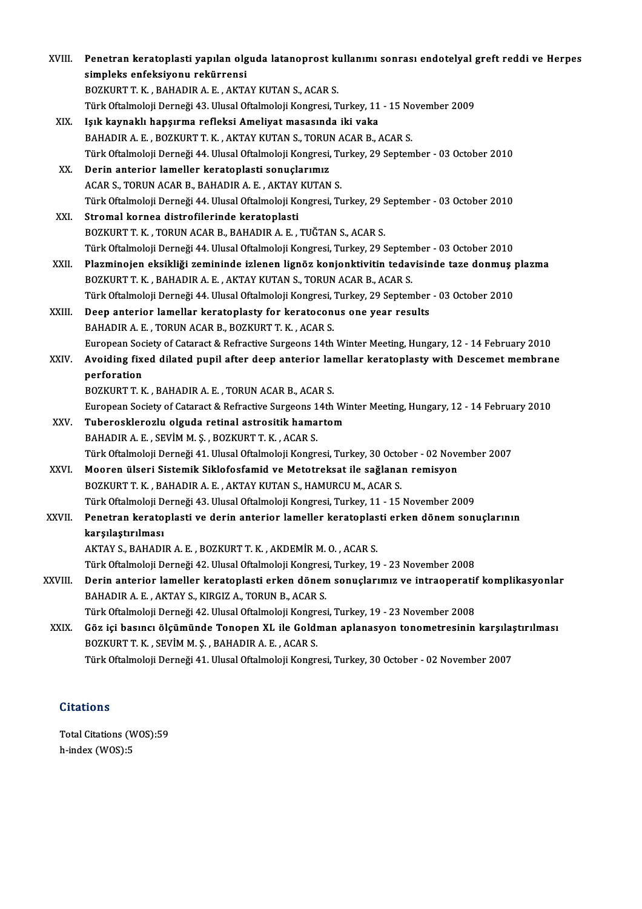XVIII. **Penetran keratoplasti yapılan olguda latanoprost kullanımı sonrası endotelyal greft reddi ve Herpes simpleks enfeksiyonu rekürrensi**
BOZKURT T. K. , BAHADIR A. E. , AKTAY KUTAN S., ACAR S.
Türk Oftalmoloji Derneği 43. Ulusal Oftalmoloji Kongresi, Turkey, 11 - 15 November 2009

XIX. **Işık kaynaklı hapşırma refleksi Ameliyat masasında iki vaka**
BAHADIR A. E. , BOZKURT T. K. , AKTAY KUTAN S., TORUN ACAR B., ACAR S.
Türk Oftalmoloji Derneği 44. Ulusal Oftalmoloji Kongresi, Turkey, 29 September - 03 October 2010

XX. **Derin anterior lameller keratoplasti sonuçlarımız**
ACAR S., TORUN ACAR B., BAHADIR A. E. , AKTAY KUTAN S.
Türk Oftalmoloji Derneği 44. Ulusal Oftalmoloji Kongresi, Turkey, 29 September - 03 October 2010

XXI. **Stromal kornea distrofilerinde keratoplasti**
BOZKURT T. K. , TORUN ACAR B., BAHADIR A. E. , TUĞTAN S., ACAR S.
Türk Oftalmoloji Derneği 44. Ulusal Oftalmoloji Kongresi, Turkey, 29 September - 03 October 2010

XXII. **Plazminojen eksikliği zemininde izlenen lignöz konjonktivitin tedavisinde taze donmuş plazma**
BOZKURT T. K. , BAHADIR A. E. , AKTAY KUTAN S., TORUN ACAR B., ACAR S.
Türk Oftalmoloji Derneği 44. Ulusal Oftalmoloji Kongresi, Turkey, 29 September - 03 October 2010

XXIII. **Deep anterior lamellar keratoplasty for keratoconus one year results**
BAHADIR A. E. , TORUN ACAR B., BOZKURT T. K. , ACAR S.
European Society of Cataract & Refractive Surgeons 14th Winter Meeting, Hungary, 12 - 14 February 2010

XXIV. **Avoiding fixed dilated pupil after deep anterior lamellar keratoplasty with Descemet membrane perforation**
BOZKURT T. K. , BAHADIR A. E. , TORUN ACAR B., ACAR S.
European Society of Cataract & Refractive Surgeons 14th Winter Meeting, Hungary, 12 - 14 February 2010

XXV. **Tuberosklerozlu olguda retinal astrositik hamartom**
BAHADIR A. E. , SEVİM M. Ş. , BOZKURT T. K. , ACAR S.
Türk Oftalmoloji Derneği 41. Ulusal Oftalmoloji Kongresi, Turkey, 30 October - 02 November 2007

XXVI. **Mooren ülseri Sistemik Siklofosfamid ve Metotreksat ile sağlanan remisyon**
BOZKURT T. K. , BAHADIR A. E. , AKTAY KUTAN S., HAMURCU M., ACAR S.
Türk Oftalmoloji Derneği 43. Ulusal Oftalmoloji Kongresi, Turkey, 11 - 15 November 2009

XXVII. **Penetran keratoplasti ve derin anterior lameller keratoplasti erken dönem sonuçlarının karşılaştırılması**
AKTAY S., BAHADIR A. E. , BOZKURT T. K. , AKDEMİR M. O. , ACAR S.
Türk Oftalmoloji Derneği 42. Ulusal Oftalmoloji Kongresi, Turkey, 19 - 23 November 2008

XXVIII. **Derin anterior lameller keratoplasti erken dönem sonuçlarımız ve intraoperatif komplikasyonlar**
BAHADIR A. E. , AKTAY S., KIRGIZ A., TORUN B., ACAR S.
Türk Oftalmoloji Derneği 42. Ulusal Oftalmoloji Kongresi, Turkey, 19 - 23 November 2008

XXIX. **Göz içi basıncı ölçümünde Tonopen XL ile Goldman aplanasyon tonometresinin karşılaştırılması**
BOZKURT T. K. , SEVİM M. Ş. , BAHADIR A. E. , ACAR S.
Türk Oftalmoloji Derneği 41. Ulusal Oftalmoloji Kongresi, Turkey, 30 October - 02 November 2007

## Citations

Total Citations (WOS):59
h-index (WOS):5